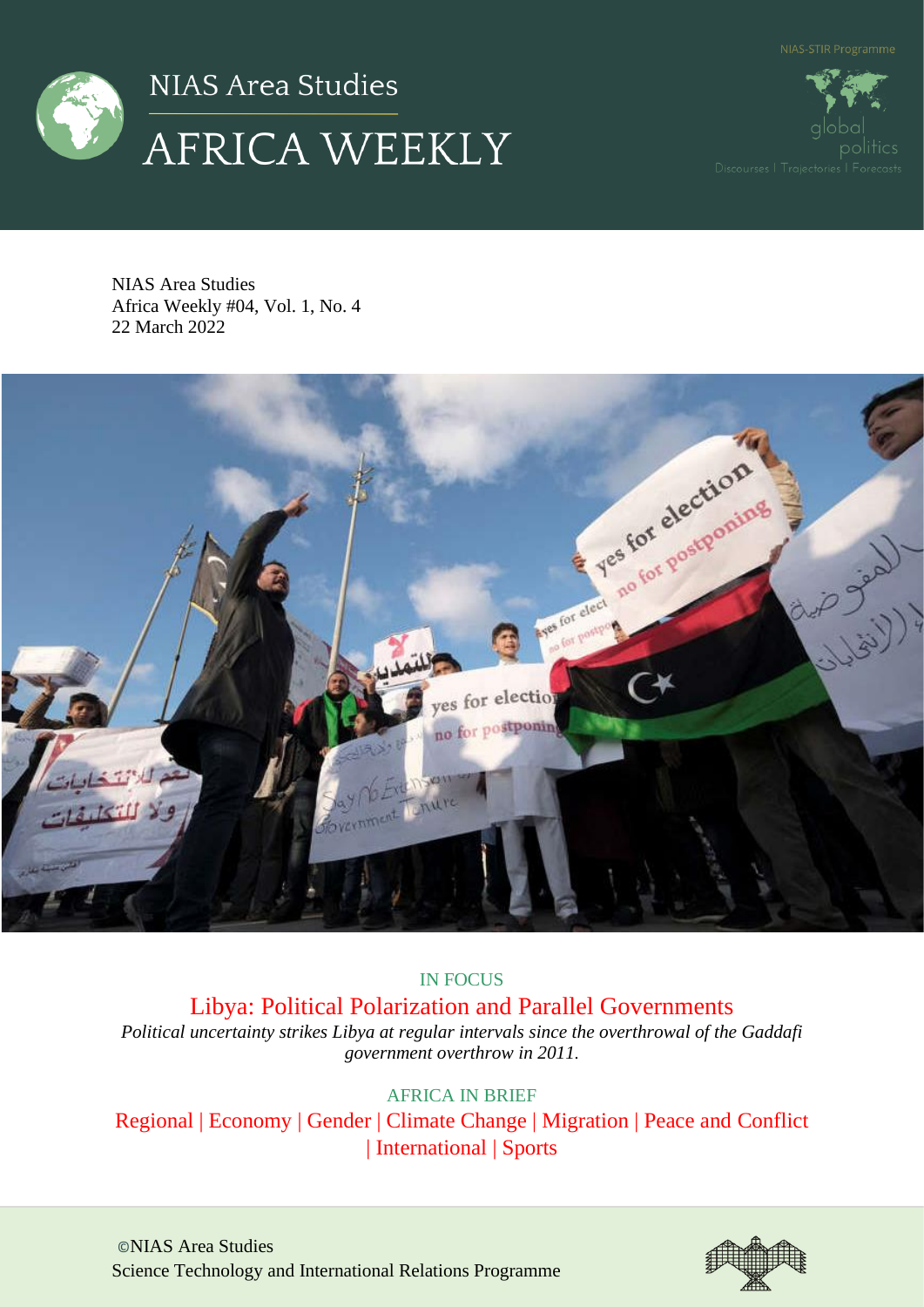# NIAS Area Studies

# AFRICA WEEKLY

NIAS-STIR Programme

global politics

Discourses | Trajectories | Forecasts

NIAS Area Studies
Africa Weekly #04, Vol. 1, No. 4
22 March 2022

IN FOCUS

## Libya: Political Polarization and Parallel Governments

*Political uncertainty strikes Libya at regular intervals since the overthrowal of the Gaddafi government overthrow in 2011.*

AFRICA IN BRIEF

Regional | Economy | Gender | Climate Change | Migration | Peace and Conflict | International | Sports

©NIAS Area Studies
Science Technology and International Relations Programme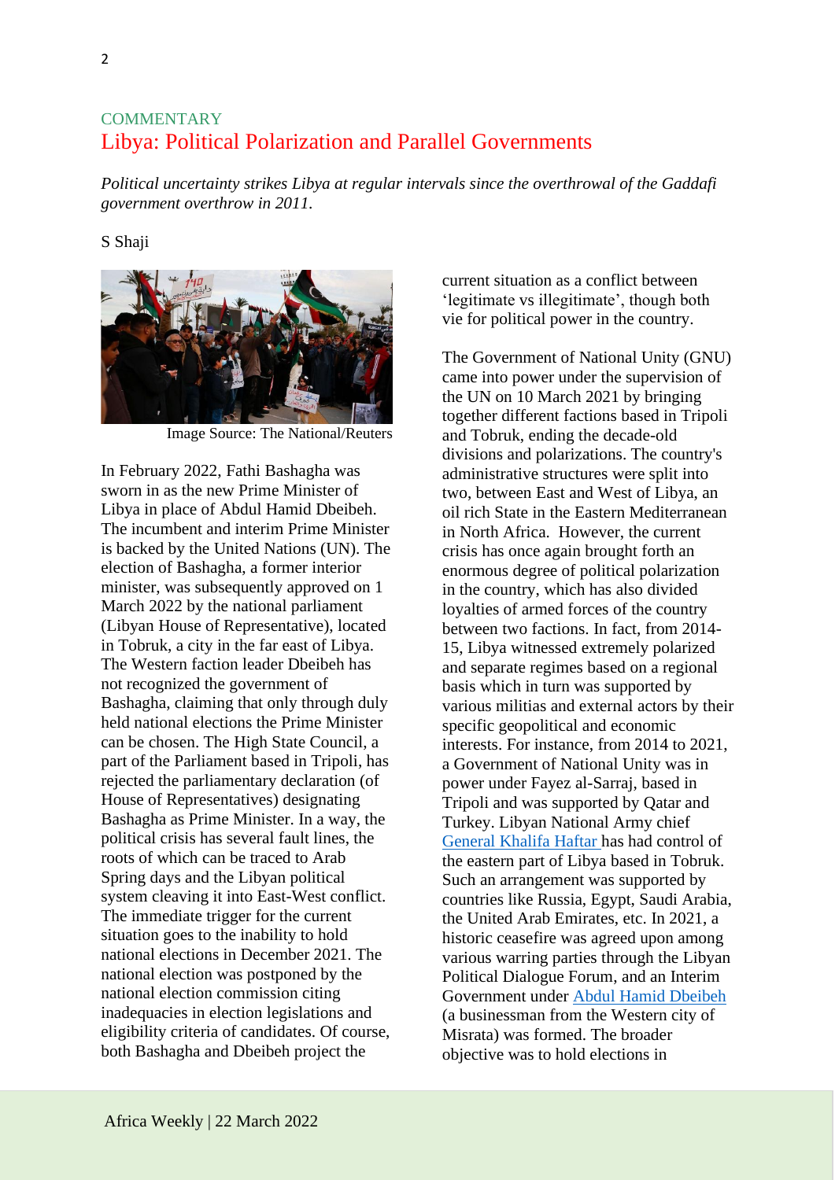COMMENTARY

# Libya: Political Polarization and Parallel Governments

*Political uncertainty strikes Libya at regular intervals since the overthrowal of the Gaddafi government overthrow in 2011.*

S Shaji

Image Source: The National/Reuters

In February 2022, Fathi Bashagha was sworn in as the new Prime Minister of Libya in place of Abdul Hamid Dbeibeh. The incumbent and interim Prime Minister is backed by the United Nations (UN). The election of Bashagha, a former interior minister, was subsequently approved on 1 March 2022 by the national parliament (Libyan House of Representative), located in Tobruk, a city in the far east of Libya. The Western faction leader Dbeibeh has not recognized the government of Bashagha, claiming that only through duly held national elections the Prime Minister can be chosen. The High State Council, a part of the Parliament based in Tripoli, has rejected the parliamentary declaration (of House of Representatives) designating Bashagha as Prime Minister. In a way, the political crisis has several fault lines, the roots of which can be traced to Arab Spring days and the Libyan political system cleaving it into East-West conflict. The immediate trigger for the current situation goes to the inability to hold national elections in December 2021. The national election was postponed by the national election commission citing inadequacies in election legislations and eligibility criteria of candidates. Of course, both Bashagha and Dbeibeh project the current situation as a conflict between 'legitimate vs illegitimate', though both vie for political power in the country.

The Government of National Unity (GNU) came into power under the supervision of the UN on 10 March 2021 by bringing together different factions based in Tripoli and Tobruk, ending the decade-old divisions and polarizations. The country's administrative structures were split into two, between East and West of Libya, an oil rich State in the Eastern Mediterranean in North Africa. However, the current crisis has once again brought forth an enormous degree of political polarization in the country, which has also divided loyalties of armed forces of the country between two factions. In fact, from 2014-15, Libya witnessed extremely polarized and separate regimes based on a regional basis which in turn was supported by various militias and external actors by their specific geopolitical and economic interests. For instance, from 2014 to 2021, a Government of National Unity was in power under Fayez al-Sarraj, based in Tripoli and was supported by Qatar and Turkey. Libyan National Army chief General Khalifa Haftar has had control of the eastern part of Libya based in Tobruk. Such an arrangement was supported by countries like Russia, Egypt, Saudi Arabia, the United Arab Emirates, etc. In 2021, a historic ceasefire was agreed upon among various warring parties through the Libyan Political Dialogue Forum, and an Interim Government under Abdul Hamid Dbeibeh (a businessman from the Western city of Misrata) was formed. The broader objective was to hold elections in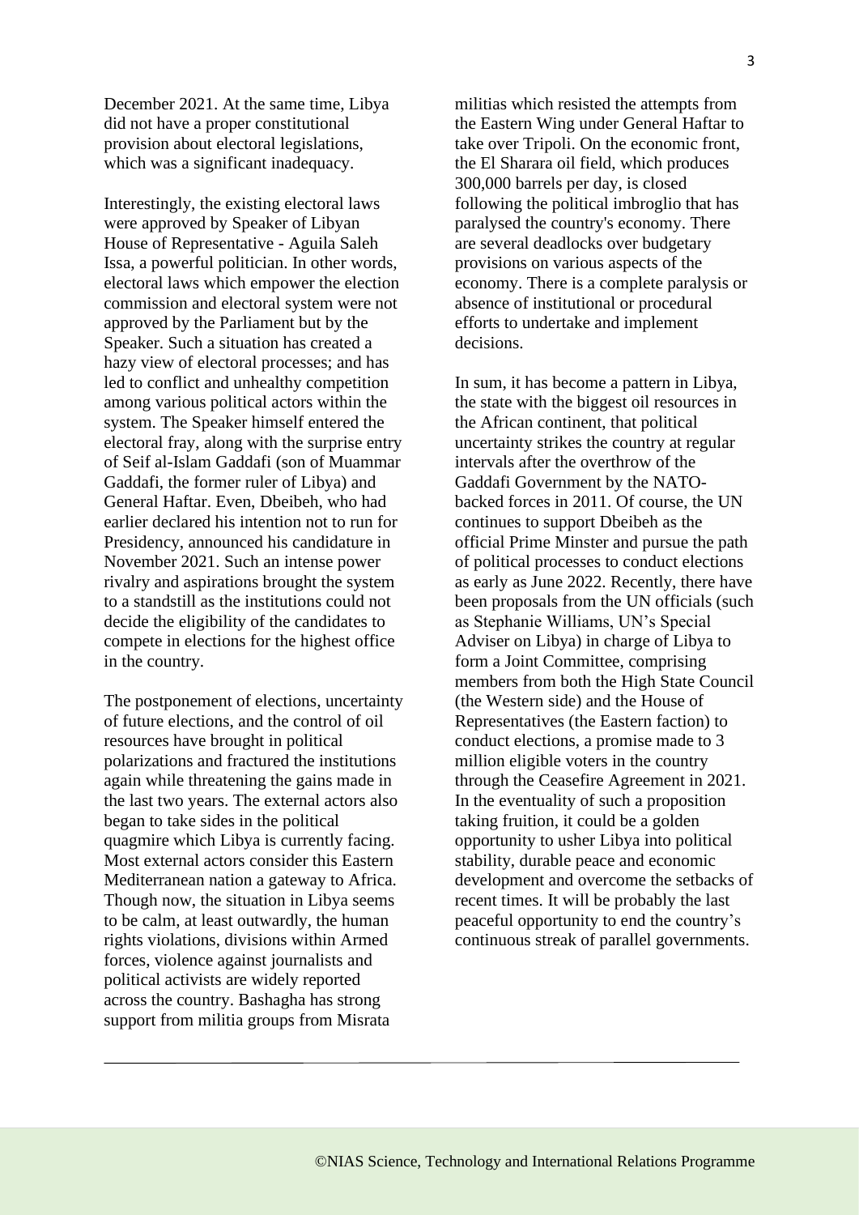December 2021. At the same time, Libya did not have a proper constitutional provision about electoral legislations, which was a significant inadequacy.

Interestingly, the existing electoral laws were approved by Speaker of Libyan House of Representative - Aguila Saleh Issa, a powerful politician. In other words, electoral laws which empower the election commission and electoral system were not approved by the Parliament but by the Speaker. Such a situation has created a hazy view of electoral processes; and has led to conflict and unhealthy competition among various political actors within the system. The Speaker himself entered the electoral fray, along with the surprise entry of Seif al-Islam Gaddafi (son of Muammar Gaddafi, the former ruler of Libya) and General Haftar. Even, Dbeibeh, who had earlier declared his intention not to run for Presidency, announced his candidature in November 2021. Such an intense power rivalry and aspirations brought the system to a standstill as the institutions could not decide the eligibility of the candidates to compete in elections for the highest office in the country.

The postponement of elections, uncertainty of future elections, and the control of oil resources have brought in political polarizations and fractured the institutions again while threatening the gains made in the last two years. The external actors also began to take sides in the political quagmire which Libya is currently facing. Most external actors consider this Eastern Mediterranean nation a gateway to Africa. Though now, the situation in Libya seems to be calm, at least outwardly, the human rights violations, divisions within Armed forces, violence against journalists and political activists are widely reported across the country. Bashagha has strong support from militia groups from Misrata militias which resisted the attempts from the Eastern Wing under General Haftar to take over Tripoli. On the economic front, the El Sharara oil field, which produces 300,000 barrels per day, is closed following the political imbroglio that has paralysed the country's economy. There are several deadlocks over budgetary provisions on various aspects of the economy. There is a complete paralysis or absence of institutional or procedural efforts to undertake and implement decisions.

In sum, it has become a pattern in Libya, the state with the biggest oil resources in the African continent, that political uncertainty strikes the country at regular intervals after the overthrow of the Gaddafi Government by the NATO-backed forces in 2011. Of course, the UN continues to support Dbeibeh as the official Prime Minster and pursue the path of political processes to conduct elections as early as June 2022. Recently, there have been proposals from the UN officials (such as Stephanie Williams, UN's Special Adviser on Libya) in charge of Libya to form a Joint Committee, comprising members from both the High State Council (the Western side) and the House of Representatives (the Eastern faction) to conduct elections, a promise made to 3 million eligible voters in the country through the Ceasefire Agreement in 2021. In the eventuality of such a proposition taking fruition, it could be a golden opportunity to usher Libya into political stability, durable peace and economic development and overcome the setbacks of recent times. It will be probably the last peaceful opportunity to end the country's continuous streak of parallel governments.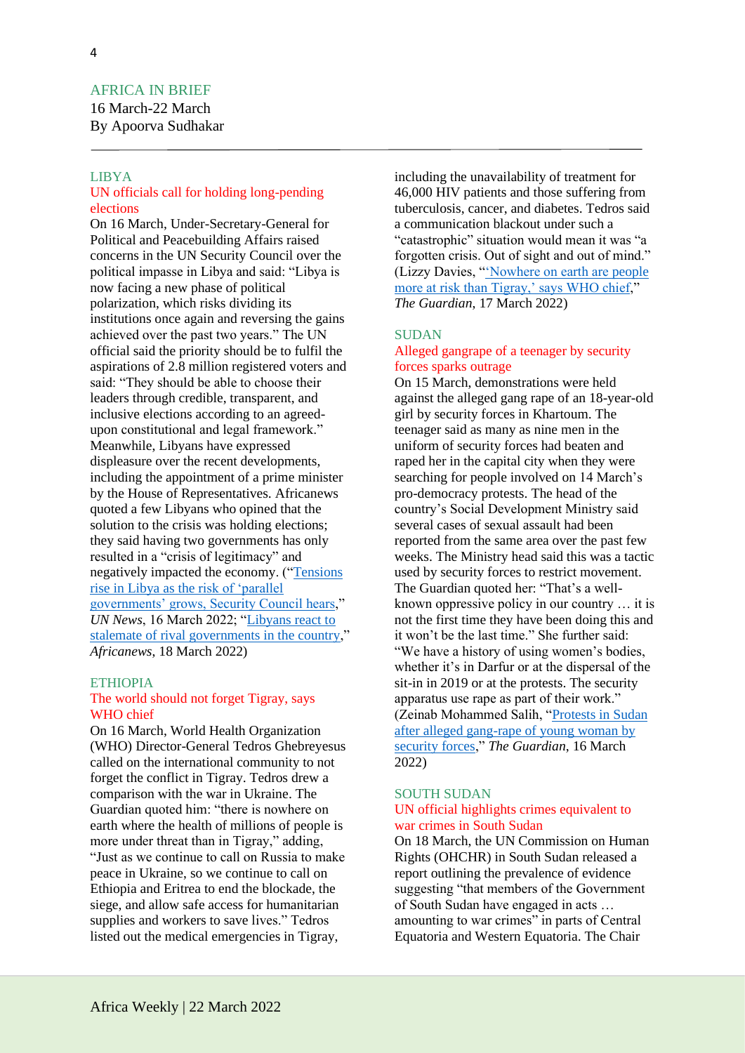## AFRICA IN BRIEF

16 March-22 March
By Apoorva Sudhakar

---

### LIBYA

#### UN officials call for holding long-pending elections

On 16 March, Under-Secretary-General for Political and Peacebuilding Affairs raised concerns in the UN Security Council over the political impasse in Libya and said: "Libya is now facing a new phase of political polarization, which risks dividing its institutions once again and reversing the gains achieved over the past two years." The UN official said the priority should be to fulfil the aspirations of 2.8 million registered voters and said: "They should be able to choose their leaders through credible, transparent, and inclusive elections according to an agreed-upon constitutional and legal framework." Meanwhile, Libyans have expressed displeasure over the recent developments, including the appointment of a prime minister by the House of Representatives. Africanews quoted a few Libyans who opined that the solution to the crisis was holding elections; they said having two governments has only resulted in a "crisis of legitimacy" and negatively impacted the economy. ("Tensions rise in Libya as the risk of 'parallel governments' grows, Security Council hears," *UN News*, 16 March 2022; "Libyans react to stalemate of rival governments in the country," *Africanews*, 18 March 2022)

### ETHIOPIA

#### The world should not forget Tigray, says WHO chief

On 16 March, World Health Organization (WHO) Director-General Tedros Ghebreyesus called on the international community to not forget the conflict in Tigray. Tedros drew a comparison with the war in Ukraine. The Guardian quoted him: "there is nowhere on earth where the health of millions of people is more under threat than in Tigray," adding, "Just as we continue to call on Russia to make peace in Ukraine, so we continue to call on Ethiopia and Eritrea to end the blockade, the siege, and allow safe access for humanitarian supplies and workers to save lives." Tedros listed out the medical emergencies in Tigray, including the unavailability of treatment for 46,000 HIV patients and those suffering from tuberculosis, cancer, and diabetes. Tedros said a communication blackout under such a "catastrophic" situation would mean it was "a forgotten crisis. Out of sight and out of mind." (Lizzy Davies, "'Nowhere on earth are people more at risk than Tigray,' says WHO chief," *The Guardian*, 17 March 2022)

### SUDAN

#### Alleged gangrape of a teenager by security forces sparks outrage

On 15 March, demonstrations were held against the alleged gang rape of an 18-year-old girl by security forces in Khartoum. The teenager said as many as nine men in the uniform of security forces had beaten and raped her in the capital city when they were searching for people involved on 14 March's pro-democracy protests. The head of the country's Social Development Ministry said several cases of sexual assault had been reported from the same area over the past few weeks. The Ministry head said this was a tactic used by security forces to restrict movement. The Guardian quoted her: "That's a well-known oppressive policy in our country … it is not the first time they have been doing this and it won't be the last time." She further said: "We have a history of using women's bodies, whether it's in Darfur or at the dispersal of the sit-in in 2019 or at the protests. The security apparatus use rape as part of their work." (Zeinab Mohammed Salih, "Protests in Sudan after alleged gang-rape of young woman by security forces," *The Guardian*, 16 March 2022)

### SOUTH SUDAN

#### UN official highlights crimes equivalent to war crimes in South Sudan

On 18 March, the UN Commission on Human Rights (OHCHR) in South Sudan released a report outlining the prevalence of evidence suggesting "that members of the Government of South Sudan have engaged in acts … amounting to war crimes" in parts of Central Equatoria and Western Equatoria. The Chair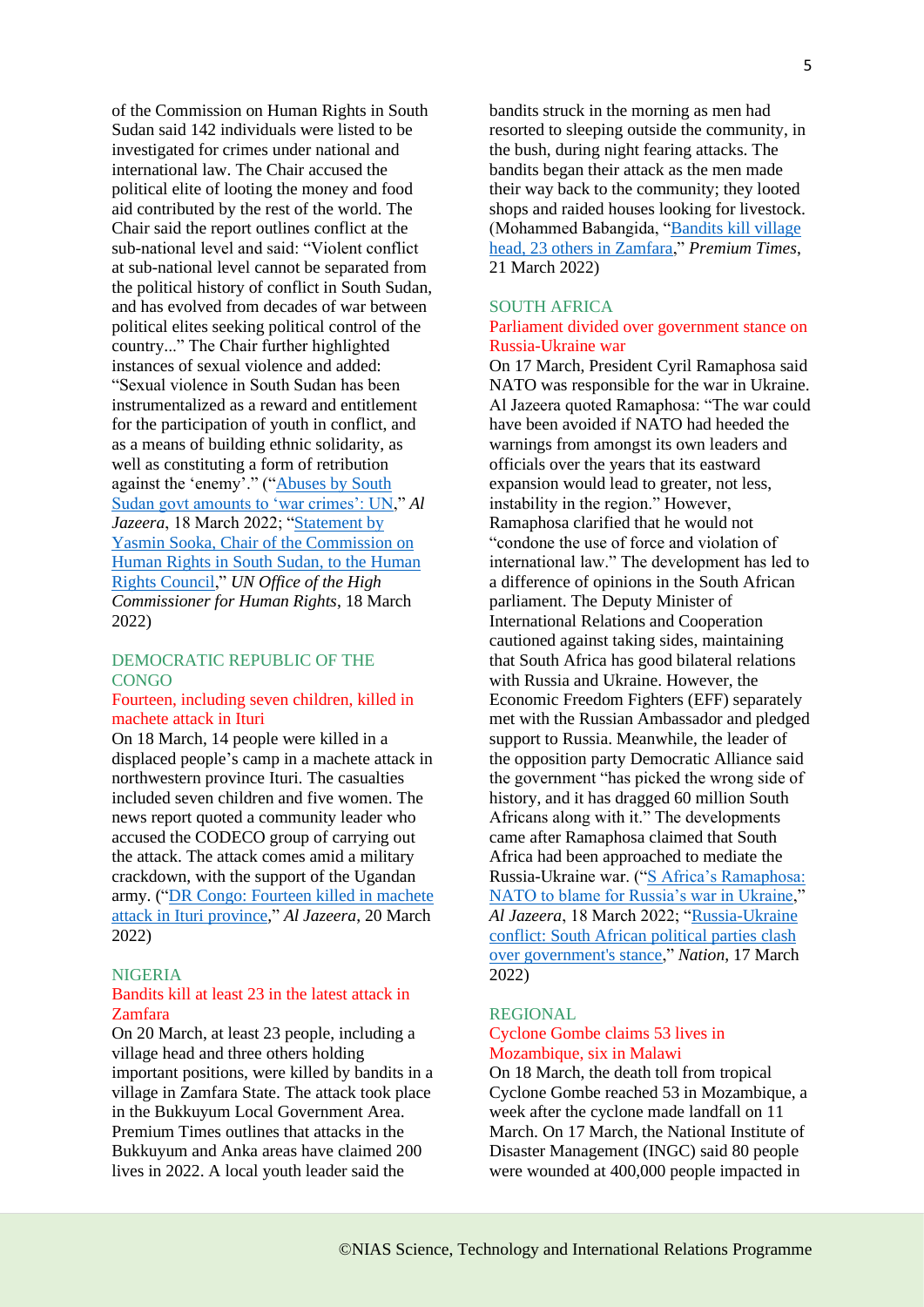of the Commission on Human Rights in South Sudan said 142 individuals were listed to be investigated for crimes under national and international law. The Chair accused the political elite of looting the money and food aid contributed by the rest of the world. The Chair said the report outlines conflict at the sub-national level and said: "Violent conflict at sub-national level cannot be separated from the political history of conflict in South Sudan, and has evolved from decades of war between political elites seeking political control of the country..." The Chair further highlighted instances of sexual violence and added: "Sexual violence in South Sudan has been instrumentalized as a reward and entitlement for the participation of youth in conflict, and as a means of building ethnic solidarity, as well as constituting a form of retribution against the 'enemy'." ("Abuses by South Sudan govt amounts to 'war crimes': UN," *Al Jazeera*, 18 March 2022; "Statement by Yasmin Sooka, Chair of the Commission on Human Rights in South Sudan, to the Human Rights Council," *UN Office of the High Commissioner for Human Rights*, 18 March 2022)

## DEMOCRATIC REPUBLIC OF THE CONGO

### Fourteen, including seven children, killed in machete attack in Ituri

On 18 March, 14 people were killed in a displaced people's camp in a machete attack in northwestern province Ituri. The casualties included seven children and five women. The news report quoted a community leader who accused the CODECO group of carrying out the attack. The attack comes amid a military crackdown, with the support of the Ugandan army. ("DR Congo: Fourteen killed in machete attack in Ituri province," *Al Jazeera*, 20 March 2022)

## NIGERIA

### Bandits kill at least 23 in the latest attack in Zamfara

On 20 March, at least 23 people, including a village head and three others holding important positions, were killed by bandits in a village in Zamfara State. The attack took place in the Bukkuyum Local Government Area. Premium Times outlines that attacks in the Bukkuyum and Anka areas have claimed 200 lives in 2022. A local youth leader said the bandits struck in the morning as men had resorted to sleeping outside the community, in the bush, during night fearing attacks. The bandits began their attack as the men made their way back to the community; they looted shops and raided houses looking for livestock. (Mohammed Babangida, "Bandits kill village head, 23 others in Zamfara," *Premium Times*, 21 March 2022)

## SOUTH AFRICA

### Parliament divided over government stance on Russia-Ukraine war

On 17 March, President Cyril Ramaphosa said NATO was responsible for the war in Ukraine. Al Jazeera quoted Ramaphosa: "The war could have been avoided if NATO had heeded the warnings from amongst its own leaders and officials over the years that its eastward expansion would lead to greater, not less, instability in the region." However, Ramaphosa clarified that he would not "condone the use of force and violation of international law." The development has led to a difference of opinions in the South African parliament. The Deputy Minister of International Relations and Cooperation cautioned against taking sides, maintaining that South Africa has good bilateral relations with Russia and Ukraine. However, the Economic Freedom Fighters (EFF) separately met with the Russian Ambassador and pledged support to Russia. Meanwhile, the leader of the opposition party Democratic Alliance said the government "has picked the wrong side of history, and it has dragged 60 million South Africans along with it." The developments came after Ramaphosa claimed that South Africa had been approached to mediate the Russia-Ukraine war. ("S Africa's Ramaphosa: NATO to blame for Russia's war in Ukraine," *Al Jazeera*, 18 March 2022; "Russia-Ukraine conflict: South African political parties clash over government's stance," *Nation*, 17 March 2022)

## REGIONAL

### Cyclone Gombe claims 53 lives in Mozambique, six in Malawi

On 18 March, the death toll from tropical Cyclone Gombe reached 53 in Mozambique, a week after the cyclone made landfall on 11 March. On 17 March, the National Institute of Disaster Management (INGC) said 80 people were wounded at 400,000 people impacted in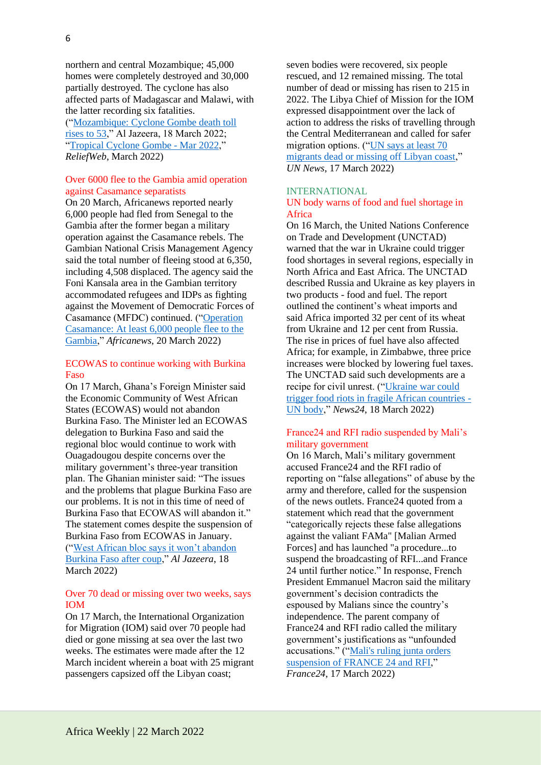northern and central Mozambique; 45,000 homes were completely destroyed and 30,000 partially destroyed. The cyclone has also affected parts of Madagascar and Malawi, with the latter recording six fatalities. ("Mozambique: Cyclone Gombe death toll rises to 53," Al Jazeera, 18 March 2022; "Tropical Cyclone Gombe - Mar 2022," *ReliefWeb*, March 2022)

### Over 6000 flee to the Gambia amid operation against Casamance separatists

On 20 March, Africanews reported nearly 6,000 people had fled from Senegal to the Gambia after the former began a military operation against the Casamance rebels. The Gambian National Crisis Management Agency said the total number of fleeing stood at 6,350, including 4,508 displaced. The agency said the Foni Kansala area in the Gambian territory accommodated refugees and IDPs as fighting against the Movement of Democratic Forces of Casamance (MFDC) continued. ("Operation Casamance: At least 6,000 people flee to the Gambia," *Africanews*, 20 March 2022)

### ECOWAS to continue working with Burkina Faso

On 17 March, Ghana's Foreign Minister said the Economic Community of West African States (ECOWAS) would not abandon Burkina Faso. The Minister led an ECOWAS delegation to Burkina Faso and said the regional bloc would continue to work with Ouagadougou despite concerns over the military government's three-year transition plan. The Ghanian minister said: "The issues and the problems that plague Burkina Faso are our problems. It is not in this time of need of Burkina Faso that ECOWAS will abandon it." The statement comes despite the suspension of Burkina Faso from ECOWAS in January. ("West African bloc says it won't abandon Burkina Faso after coup," *Al Jazeera*, 18 March 2022)

### Over 70 dead or missing over two weeks, says IOM

On 17 March, the International Organization for Migration (IOM) said over 70 people had died or gone missing at sea over the last two weeks. The estimates were made after the 12 March incident wherein a boat with 25 migrant passengers capsized off the Libyan coast; seven bodies were recovered, six people rescued, and 12 remained missing. The total number of dead or missing has risen to 215 in 2022. The Libya Chief of Mission for the IOM expressed disappointment over the lack of action to address the risks of travelling through the Central Mediterranean and called for safer migration options. ("UN says at least 70 migrants dead or missing off Libyan coast," *UN News*, 17 March 2022)

## INTERNATIONAL

### UN body warns of food and fuel shortage in Africa

On 16 March, the United Nations Conference on Trade and Development (UNCTAD) warned that the war in Ukraine could trigger food shortages in several regions, especially in North Africa and East Africa. The UNCTAD described Russia and Ukraine as key players in two products - food and fuel. The report outlined the continent's wheat imports and said Africa imported 32 per cent of its wheat from Ukraine and 12 per cent from Russia. The rise in prices of fuel have also affected Africa; for example, in Zimbabwe, three price increases were blocked by lowering fuel taxes. The UNCTAD said such developments are a recipe for civil unrest. ("Ukraine war could trigger food riots in fragile African countries - UN body," *News24*, 18 March 2022)

### France24 and RFI radio suspended by Mali's military government

On 16 March, Mali's military government accused France24 and the RFI radio of reporting on "false allegations" of abuse by the army and therefore, called for the suspension of the news outlets. France24 quoted from a statement which read that the government "categorically rejects these false allegations against the valiant FAMa" [Malian Armed Forces] and has launched "a procedure...to suspend the broadcasting of RFI...and France 24 until further notice." In response, French President Emmanuel Macron said the military government's decision contradicts the espoused by Malians since the country's independence. The parent company of France24 and RFI radio called the military government's justifications as "unfounded accusations." ("Mali's ruling junta orders suspension of FRANCE 24 and RFI," *France24*, 17 March 2022)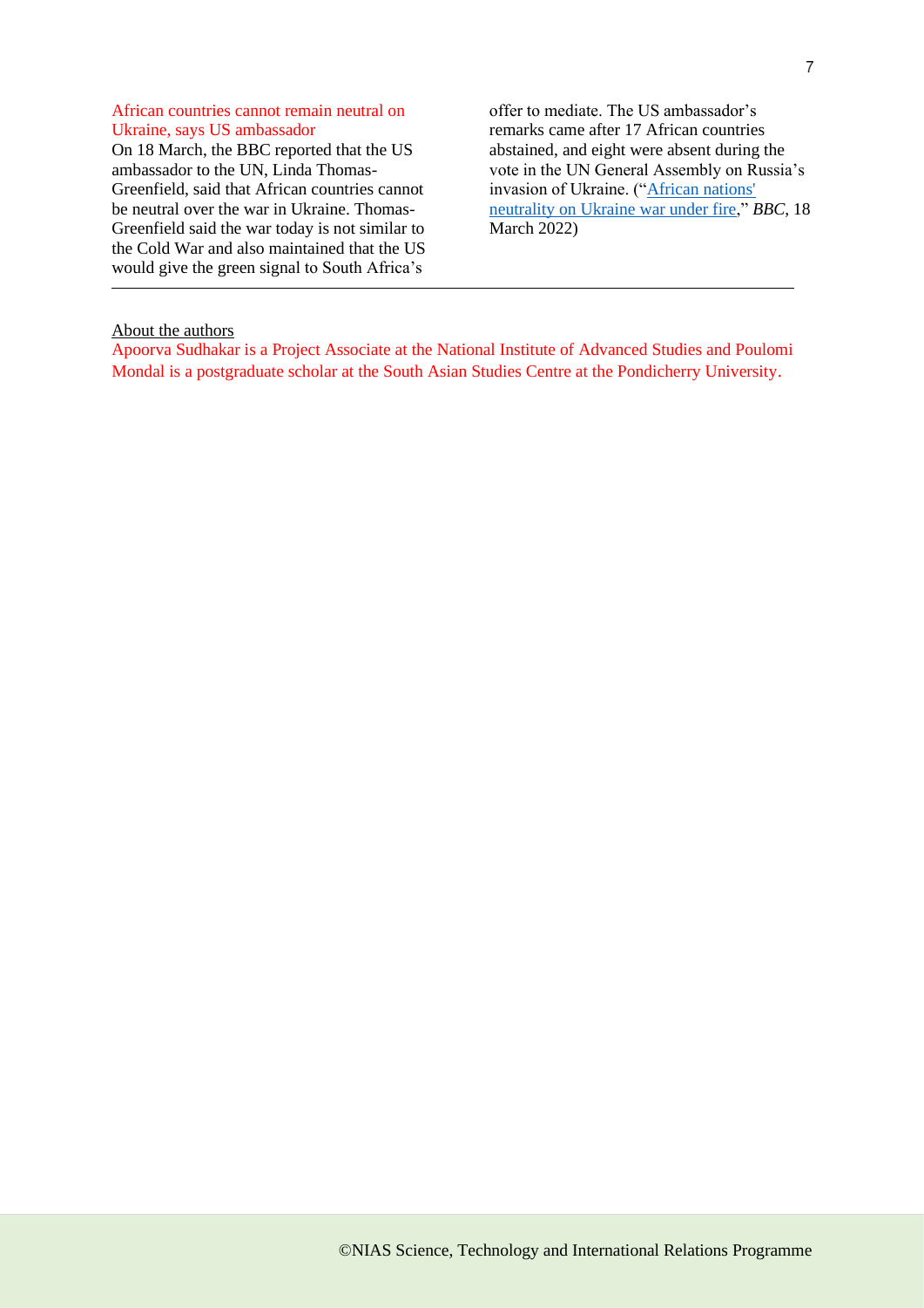### African countries cannot remain neutral on Ukraine, says US ambassador

On 18 March, the BBC reported that the US ambassador to the UN, Linda Thomas-Greenfield, said that African countries cannot be neutral over the war in Ukraine. Thomas-Greenfield said the war today is not similar to the Cold War and also maintained that the US would give the green signal to South Africa's offer to mediate. The US ambassador's remarks came after 17 African countries abstained, and eight were absent during the vote in the UN General Assembly on Russia's invasion of Ukraine. ("African nations' neutrality on Ukraine war under fire," *BBC*, 18 March 2022)

---

About the authors

Apoorva Sudhakar is a Project Associate at the National Institute of Advanced Studies and Poulomi Mondal is a postgraduate scholar at the South Asian Studies Centre at the Pondicherry University.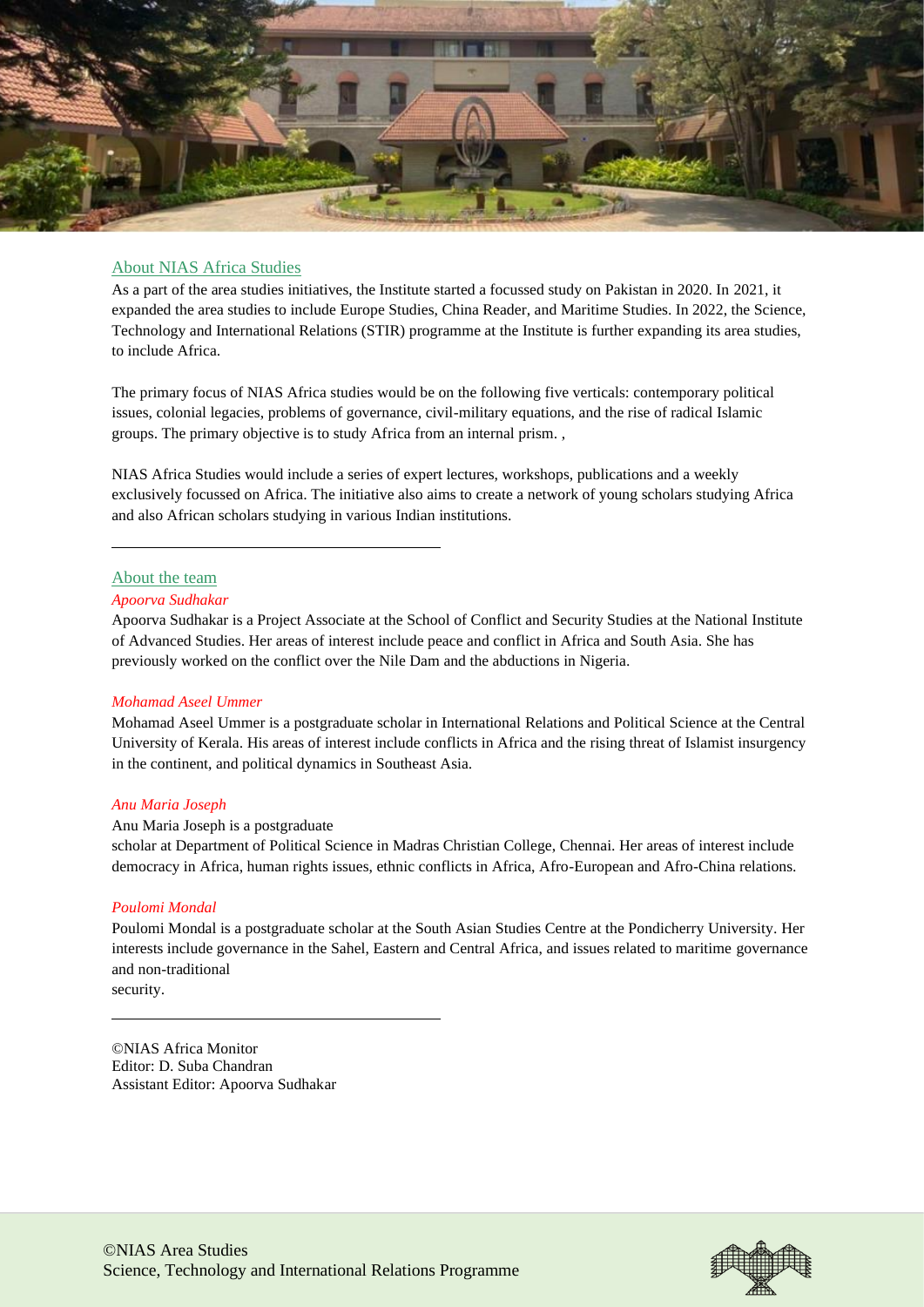## About NIAS Africa Studies

As a part of the area studies initiatives, the Institute started a focussed study on Pakistan in 2020. In 2021, it expanded the area studies to include Europe Studies, China Reader, and Maritime Studies. In 2022, the Science, Technology and International Relations (STIR) programme at the Institute is further expanding its area studies, to include Africa.

The primary focus of NIAS Africa studies would be on the following five verticals: contemporary political issues, colonial legacies, problems of governance, civil-military equations, and the rise of radical Islamic groups. The primary objective is to study Africa from an internal prism. ,

NIAS Africa Studies would include a series of expert lectures, workshops, publications and a weekly exclusively focussed on Africa. The initiative also aims to create a network of young scholars studying Africa and also African scholars studying in various Indian institutions.

---

## About the team

*Apoorva Sudhakar*

Apoorva Sudhakar is a Project Associate at the School of Conflict and Security Studies at the National Institute of Advanced Studies. Her areas of interest include peace and conflict in Africa and South Asia. She has previously worked on the conflict over the Nile Dam and the abductions in Nigeria.

*Mohamad Aseel Ummer*

Mohamad Aseel Ummer is a postgraduate scholar in International Relations and Political Science at the Central University of Kerala. His areas of interest include conflicts in Africa and the rising threat of Islamist insurgency in the continent, and political dynamics in Southeast Asia.

*Anu Maria Joseph*

Anu Maria Joseph is a postgraduate scholar at Department of Political Science in Madras Christian College, Chennai. Her areas of interest include democracy in Africa, human rights issues, ethnic conflicts in Africa, Afro-European and Afro-China relations.

*Poulomi Mondal*

Poulomi Mondal is a postgraduate scholar at the South Asian Studies Centre at the Pondicherry University. Her interests include governance in the Sahel, Eastern and Central Africa, and issues related to maritime governance and non-traditional security.

---

©NIAS Africa Monitor
Editor: D. Suba Chandran
Assistant Editor: Apoorva Sudhakar

©NIAS Area Studies
Science, Technology and International Relations Programme